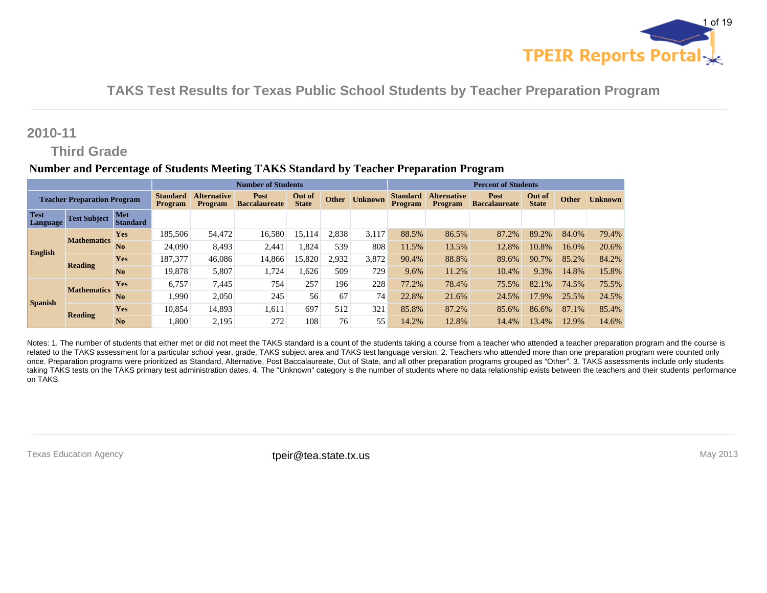# TAKS Test Results for Texas Public School Students by Teacher Preparation Program

## 2010-11

### Third Grade

**Number and Percentage of Students Meeting TAKS Standard by Teacher Preparation Program**

| Teacher Preparation Program | | | Number of Students | | | | | | Percent of Students | | | | | |
|---|---|---|---|---|---|---|---|---|---|---|---|---|---|---|
| | | | Standard Program | Alternative Program | Post Baccalaureate | Out of State | Other | Unknown | Standard Program | Alternative Program | Post Baccalaureate | Out of State | Other | Unknown |
| Test Language | Test Subject | Met Standard | | | | | | | | | | | | |
| English | Mathematics | Yes | 185,506 | 54,472 | 16,580 | 15,114 | 2,838 | 3,117 | 88.5% | 86.5% | 87.2% | 89.2% | 84.0% | 79.4% |
| | | No | 24,090 | 8,493 | 2,441 | 1,824 | 539 | 808 | 11.5% | 13.5% | 12.8% | 10.8% | 16.0% | 20.6% |
| | Reading | Yes | 187,377 | 46,086 | 14,866 | 15,820 | 2,932 | 3,872 | 90.4% | 88.8% | 89.6% | 90.7% | 85.2% | 84.2% |
| | | No | 19,878 | 5,807 | 1,724 | 1,626 | 509 | 729 | 9.6% | 11.2% | 10.4% | 9.3% | 14.8% | 15.8% |
| Spanish | Mathematics | Yes | 6,757 | 7,445 | 754 | 257 | 196 | 228 | 77.2% | 78.4% | 75.5% | 82.1% | 74.5% | 75.5% |
| | | No | 1,990 | 2,050 | 245 | 56 | 67 | 74 | 22.8% | 21.6% | 24.5% | 17.9% | 25.5% | 24.5% |
| | Reading | Yes | 10,854 | 14,893 | 1,611 | 697 | 512 | 321 | 85.8% | 87.2% | 85.6% | 86.6% | 87.1% | 85.4% |
| | | No | 1,800 | 2,195 | 272 | 108 | 76 | 55 | 14.2% | 12.8% | 14.4% | 13.4% | 12.9% | 14.6% |

Notes: 1. The number of students that either met or did not meet the TAKS standard is a count of the students taking a course from a teacher who attended a teacher preparation program and the course is related to the TAKS assessment for a particular school year, grade, TAKS subject area and TAKS test language version. 2. Teachers who attended more than one preparation program were counted only once. Preparation programs were prioritized as Standard, Alternative, Post Baccalaureate, Out of State, and all other preparation programs grouped as "Other". 3. TAKS assessments include only students taking TAKS tests on the TAKS primary test administration dates. 4. The "Unknown" category is the number of students where no data relationship exists between the teachers and their students' performance on TAKS.

Texas Education Agency    tpeir@tea.state.tx.us    May 2013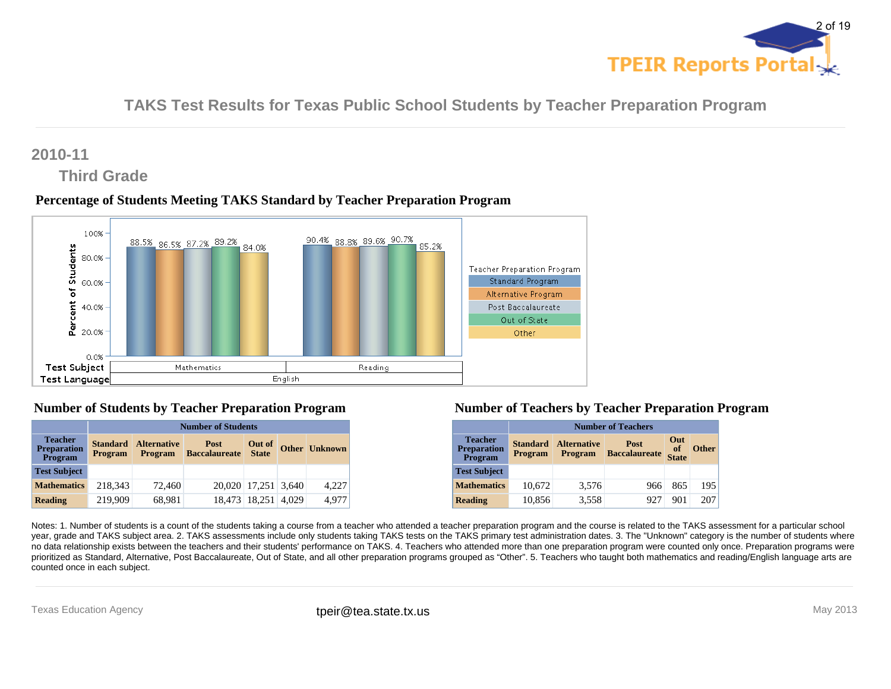# TAKS Test Results for Texas Public School Students by Teacher Preparation Program

## 2010-11

### Third Grade

**Percentage of Students Meeting TAKS Standard by Teacher Preparation Program**

| Test Language | Test Subject | Standard Program | Alternative Program | Post Baccalaureate | Out of State | Other |
|---|---|---|---|---|---|---|
| English | Mathematics | 88.5% | 86.5% | 87.2% | 89.2% | 84.0% |
| English | Reading | 90.4% | 88.8% | 89.6% | 90.7% | 85.2% |

**Number of Students by Teacher Preparation Program**

| Teacher Preparation Program | Number of Students | | | | | |
|---|---|---|---|---|---|---|
| | Standard Program | Alternative Program | Post Baccalaureate | Out of State | Other | Unknown |
| **Test Subject** | | | | | | |
| **Mathematics** | 218,343 | 72,460 | 20,020 | 17,251 | 3,640 | 4,227 |
| **Reading** | 219,909 | 68,981 | 18,473 | 18,251 | 4,029 | 4,977 |

**Number of Teachers by Teacher Preparation Program**

| Teacher Preparation Program | Number of Teachers | | | | |
|---|---|---|---|---|---|
| | Standard Program | Alternative Program | Post Baccalaureate | Out of State | Other |
| **Test Subject** | | | | | |
| **Mathematics** | 10,672 | 3,576 | 966 | 865 | 195 |
| **Reading** | 10,856 | 3,558 | 927 | 901 | 207 |

Notes: 1. Number of students is a count of the students taking a course from a teacher who attended a teacher preparation program and the course is related to the TAKS assessment for a particular school year, grade and TAKS subject area. 2. TAKS assessments include only students taking TAKS tests on the TAKS primary test administration dates. 3. The "Unknown" category is the number of students where no data relationship exists between the teachers and their students' performance on TAKS. 4. Teachers who attended more than one preparation program were counted only once. Preparation programs were prioritized as Standard, Alternative, Post Baccalaureate, Out of State, and all other preparation programs grouped as "Other". 5. Teachers who taught both mathematics and reading/English language arts are counted once in each subject.

Texas Education Agency | tpeir@tea.state.tx.us | May 2013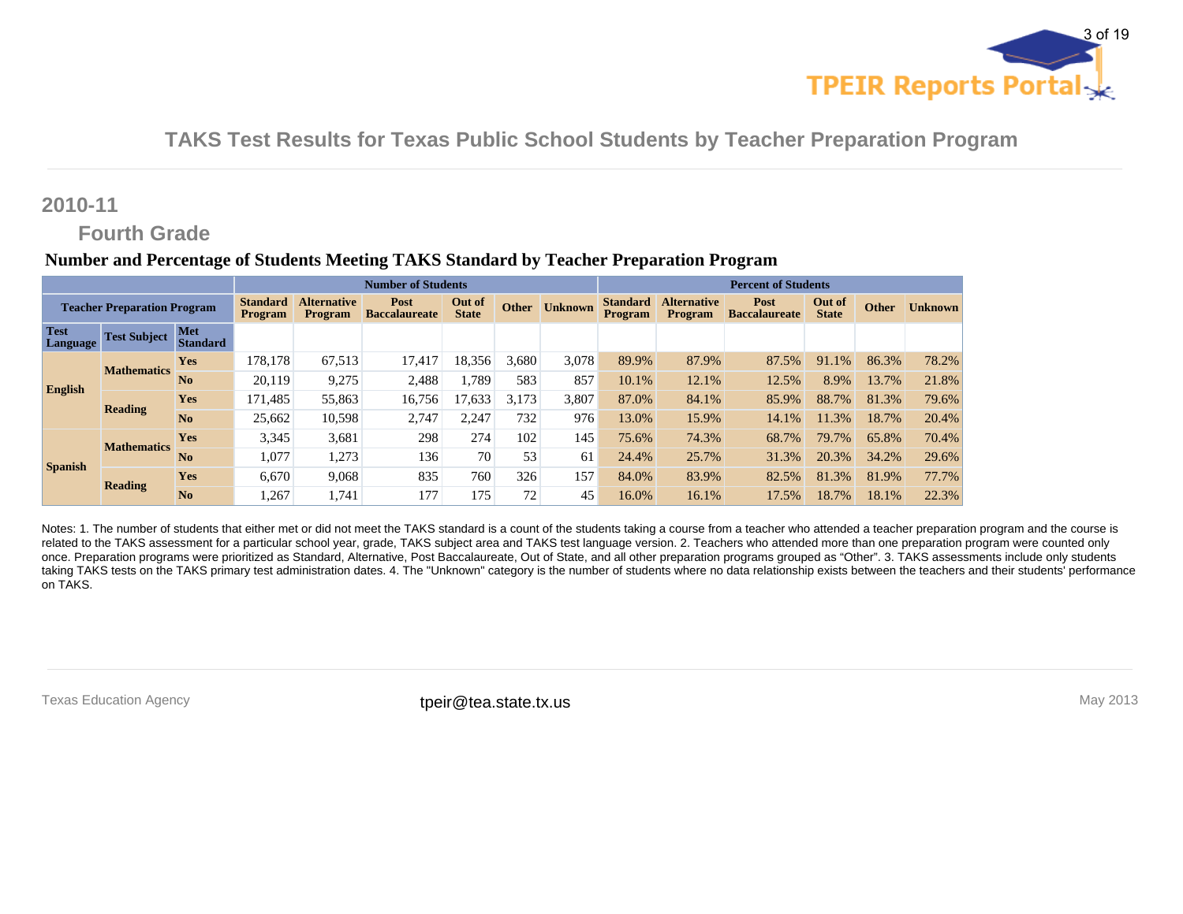# TAKS Test Results for Texas Public School Students by Teacher Preparation Program

## 2010-11

### Fourth Grade

**Number and Percentage of Students Meeting TAKS Standard by Teacher Preparation Program**

| Teacher Preparation Program | | | Number of Students | | | | | | Percent of Students | | | | | |
|---|---|---|---|---|---|---|---|---|---|---|---|---|---|---|
| | | | Standard Program | Alternative Program | Post Baccalaureate | Out of State | Other | Unknown | Standard Program | Alternative Program | Post Baccalaureate | Out of State | Other | Unknown |
| Test Language | Test Subject | Met Standard | | | | | | | | | | | | |
| English | Mathematics | Yes | 178,178 | 67,513 | 17,417 | 18,356 | 3,680 | 3,078 | 89.9% | 87.9% | 87.5% | 91.1% | 86.3% | 78.2% |
| | | No | 20,119 | 9,275 | 2,488 | 1,789 | 583 | 857 | 10.1% | 12.1% | 12.5% | 8.9% | 13.7% | 21.8% |
| | Reading | Yes | 171,485 | 55,863 | 16,756 | 17,633 | 3,173 | 3,807 | 87.0% | 84.1% | 85.9% | 88.7% | 81.3% | 79.6% |
| | | No | 25,662 | 10,598 | 2,747 | 2,247 | 732 | 976 | 13.0% | 15.9% | 14.1% | 11.3% | 18.7% | 20.4% |
| Spanish | Mathematics | Yes | 3,345 | 3,681 | 298 | 274 | 102 | 145 | 75.6% | 74.3% | 68.7% | 79.7% | 65.8% | 70.4% |
| | | No | 1,077 | 1,273 | 136 | 70 | 53 | 61 | 24.4% | 25.7% | 31.3% | 20.3% | 34.2% | 29.6% |
| | Reading | Yes | 6,670 | 9,068 | 835 | 760 | 326 | 157 | 84.0% | 83.9% | 82.5% | 81.3% | 81.9% | 77.7% |
| | | No | 1,267 | 1,741 | 177 | 175 | 72 | 45 | 16.0% | 16.1% | 17.5% | 18.7% | 18.1% | 22.3% |

Notes: 1. The number of students that either met or did not meet the TAKS standard is a count of the students taking a course from a teacher who attended a teacher preparation program and the course is related to the TAKS assessment for a particular school year, grade, TAKS subject area and TAKS test language version. 2. Teachers who attended more than one preparation program were counted only once. Preparation programs were prioritized as Standard, Alternative, Post Baccalaureate, Out of State, and all other preparation programs grouped as "Other". 3. TAKS assessments include only students taking TAKS tests on the TAKS primary test administration dates. 4. The "Unknown" category is the number of students where no data relationship exists between the teachers and their students' performance on TAKS.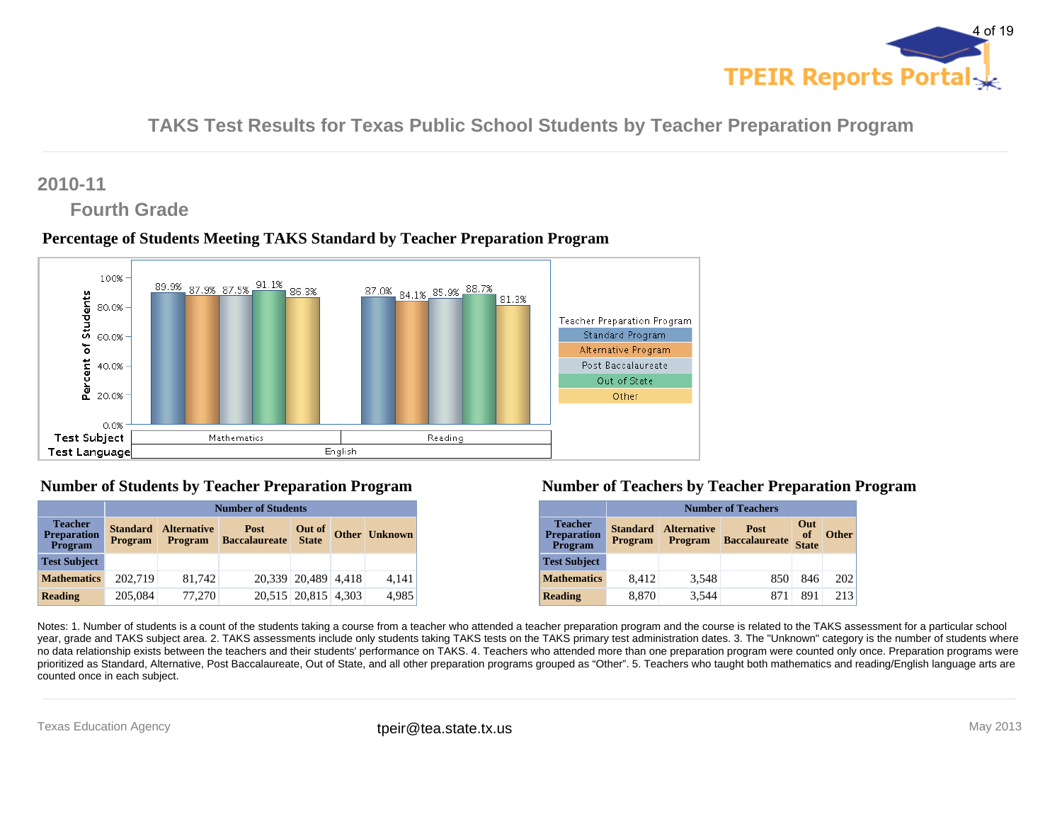# TAKS Test Results for Texas Public School Students by Teacher Preparation Program

## 2010-11

### Fourth Grade

#### Percentage of Students Meeting TAKS Standard by Teacher Preparation Program

| Test Language | Test Subject | Standard Program | Alternative Program | Post Baccalaureate | Out of State | Other |
|---|---|---|---|---|---|---|
| English | Mathematics | 89.9% | 87.9% | 87.5% | 91.1% | 86.3% |
| English | Reading | 87.0% | 84.1% | 85.9% | 88.7% | 81.3% |

#### Number of Students by Teacher Preparation Program

| Teacher Preparation Program | Number of Students | | | | | |
|---|---|---|---|---|---|---|
| | Standard Program | Alternative Program | Post Baccalaureate | Out of State | Other | Unknown |
| **Test Subject** | | | | | | |
| **Mathematics** | 202,719 | 81,742 | 20,339 | 20,489 | 4,418 | 4,141 |
| **Reading** | 205,084 | 77,270 | 20,515 | 20,815 | 4,303 | 4,985 |

#### Number of Teachers by Teacher Preparation Program

| Teacher Preparation Program | Number of Teachers | | | | |
|---|---|---|---|---|---|
| | Standard Program | Alternative Program | Post Baccalaureate | Out of State | Other |
| **Test Subject** | | | | | |
| **Mathematics** | 8,412 | 3,548 | 850 | 846 | 202 |
| **Reading** | 8,870 | 3,544 | 871 | 891 | 213 |

Notes: 1. Number of students is a count of the students taking a course from a teacher who attended a teacher preparation program and the course is related to the TAKS assessment for a particular school year, grade and TAKS subject area. 2. TAKS assessments include only students taking TAKS tests on the TAKS primary test administration dates. 3. The "Unknown" category is the number of students where no data relationship exists between the teachers and their students' performance on TAKS. 4. Teachers who attended more than one preparation program were counted only once. Preparation programs were prioritized as Standard, Alternative, Post Baccalaureate, Out of State, and all other preparation programs grouped as "Other". 5. Teachers who taught both mathematics and reading/English language arts are counted once in each subject.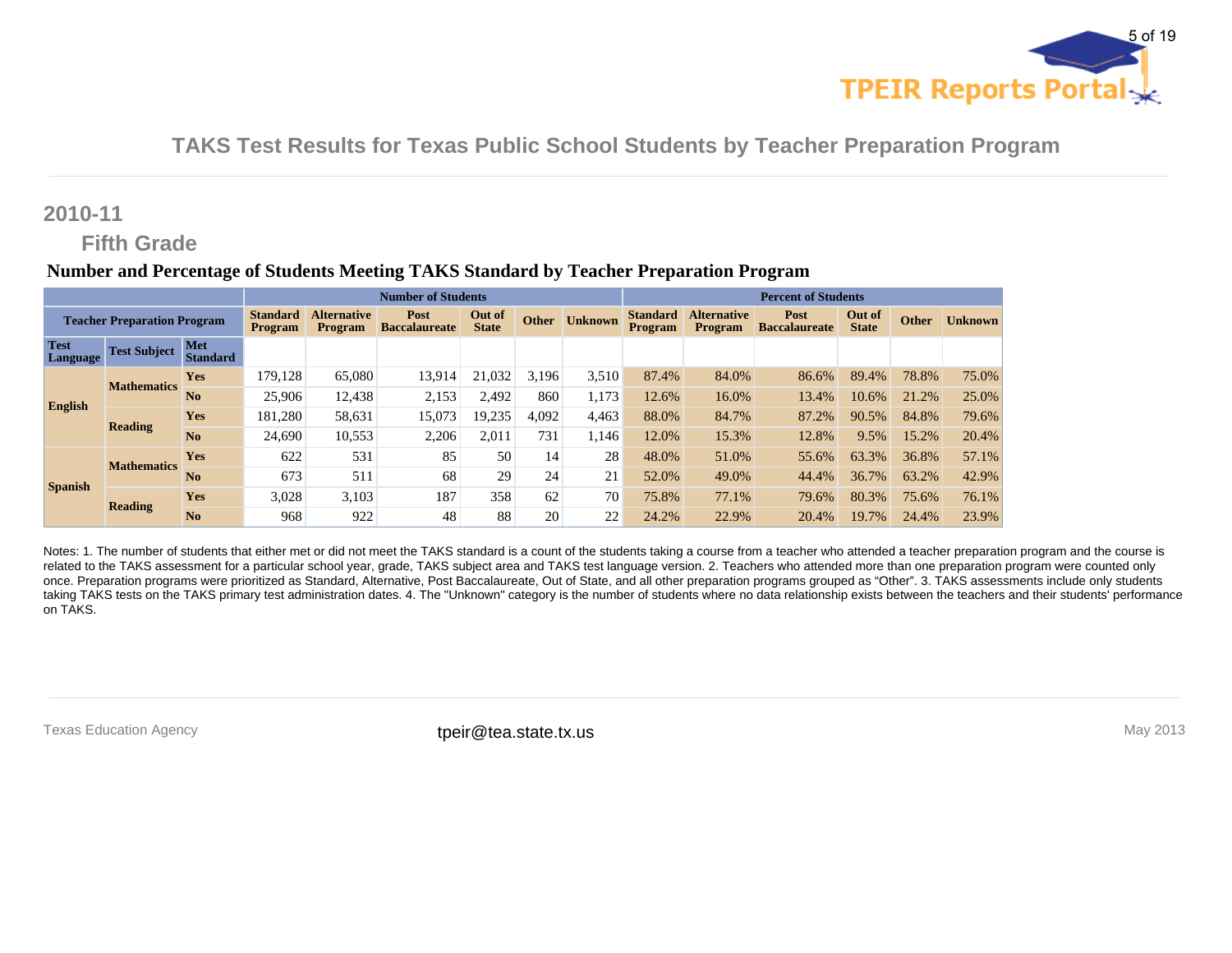## TAKS Test Results for Texas Public School Students by Teacher Preparation Program

## 2010-11

### Fifth Grade

**Number and Percentage of Students Meeting TAKS Standard by Teacher Preparation Program**

| Teacher Preparation Program | | | Number of Students | | | | | | Percent of Students | | | | | |
|---|---|---|---|---|---|---|---|---|---|---|---|---|---|---|
| | | | Standard Program | Alternative Program | Post Baccalaureate | Out of State | Other | Unknown | Standard Program | Alternative Program | Post Baccalaureate | Out of State | Other | Unknown |
| Test Language | Test Subject | Met Standard | | | | | | | | | | | | |
| English | Mathematics | Yes | 179,128 | 65,080 | 13,914 | 21,032 | 3,196 | 3,510 | 87.4% | 84.0% | 86.6% | 89.4% | 78.8% | 75.0% |
| | | No | 25,906 | 12,438 | 2,153 | 2,492 | 860 | 1,173 | 12.6% | 16.0% | 13.4% | 10.6% | 21.2% | 25.0% |
| | Reading | Yes | 181,280 | 58,631 | 15,073 | 19,235 | 4,092 | 4,463 | 88.0% | 84.7% | 87.2% | 90.5% | 84.8% | 79.6% |
| | | No | 24,690 | 10,553 | 2,206 | 2,011 | 731 | 1,146 | 12.0% | 15.3% | 12.8% | 9.5% | 15.2% | 20.4% |
| Spanish | Mathematics | Yes | 622 | 531 | 85 | 50 | 14 | 28 | 48.0% | 51.0% | 55.6% | 63.3% | 36.8% | 57.1% |
| | | No | 673 | 511 | 68 | 29 | 24 | 21 | 52.0% | 49.0% | 44.4% | 36.7% | 63.2% | 42.9% |
| | Reading | Yes | 3,028 | 3,103 | 187 | 358 | 62 | 70 | 75.8% | 77.1% | 79.6% | 80.3% | 75.6% | 76.1% |
| | | No | 968 | 922 | 48 | 88 | 20 | 22 | 24.2% | 22.9% | 20.4% | 19.7% | 24.4% | 23.9% |

Notes: 1. The number of students that either met or did not meet the TAKS standard is a count of the students taking a course from a teacher who attended a teacher preparation program and the course is related to the TAKS assessment for a particular school year, grade, TAKS subject area and TAKS test language version. 2. Teachers who attended more than one preparation program were counted only once. Preparation programs were prioritized as Standard, Alternative, Post Baccalaureate, Out of State, and all other preparation programs grouped as "Other". 3. TAKS assessments include only students taking TAKS tests on the TAKS primary test administration dates. 4. The "Unknown" category is the number of students where no data relationship exists between the teachers and their students' performance on TAKS.

Texas Education Agency | tpeir@tea.state.tx.us | May 2013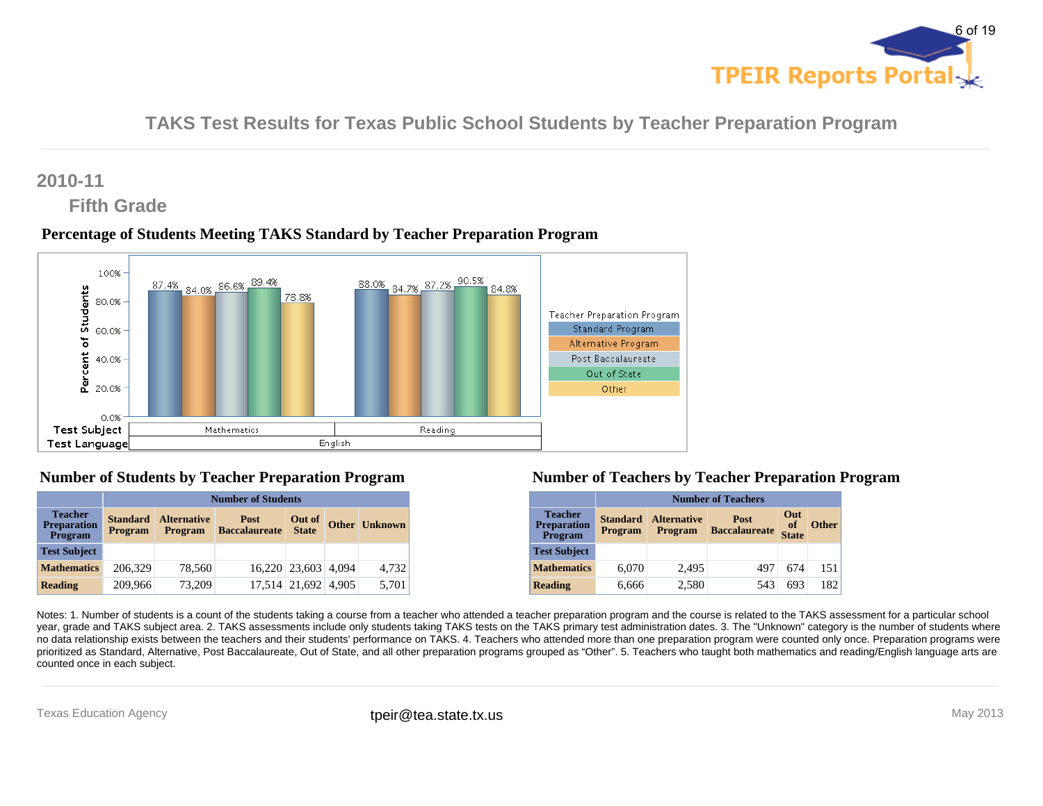# TAKS Test Results for Texas Public School Students by Teacher Preparation Program

## 2010-11

### Fifth Grade

**Percentage of Students Meeting TAKS Standard by Teacher Preparation Program**

| Test Language | Test Subject | Standard Program | Alternative Program | Post Baccalaureate | Out of State | Other |
|---|---|---|---|---|---|---|
| English | Mathematics | 87.4% | 84.0% | 86.6% | 89.4% | 78.8% |
| English | Reading | 88.0% | 84.7% | 87.2% | 90.5% | 84.8% |

**Number of Students by Teacher Preparation Program**

| Teacher Preparation Program | Number of Students | | | | | |
|---|---|---|---|---|---|---|
| | Standard Program | Alternative Program | Post Baccalaureate | Out of State | Other | Unknown |
| **Test Subject** | | | | | | |
| **Mathematics** | 206,329 | 78,560 | 16,220 | 23,603 | 4,094 | 4,732 |
| **Reading** | 209,966 | 73,209 | 17,514 | 21,692 | 4,905 | 5,701 |

**Number of Teachers by Teacher Preparation Program**

| Teacher Preparation Program | Number of Teachers | | | | |
|---|---|---|---|---|---|
| | Standard Program | Alternative Program | Post Baccalaureate | Out of State | Other |
| **Test Subject** | | | | | |
| **Mathematics** | 6,070 | 2,495 | 497 | 674 | 151 |
| **Reading** | 6,666 | 2,580 | 543 | 693 | 182 |

Notes: 1. Number of students is a count of the students taking a course from a teacher who attended a teacher preparation program and the course is related to the TAKS assessment for a particular school year, grade and TAKS subject area. 2. TAKS assessments include only students taking TAKS tests on the TAKS primary test administration dates. 3. The "Unknown" category is the number of students where no data relationship exists between the teachers and their students' performance on TAKS. 4. Teachers who attended more than one preparation program were counted only once. Preparation programs were prioritized as Standard, Alternative, Post Baccalaureate, Out of State, and all other preparation programs grouped as “Other”. 5. Teachers who taught both mathematics and reading/English language arts are counted once in each subject.

Texas Education Agency | tpeir@tea.state.tx.us | May 2013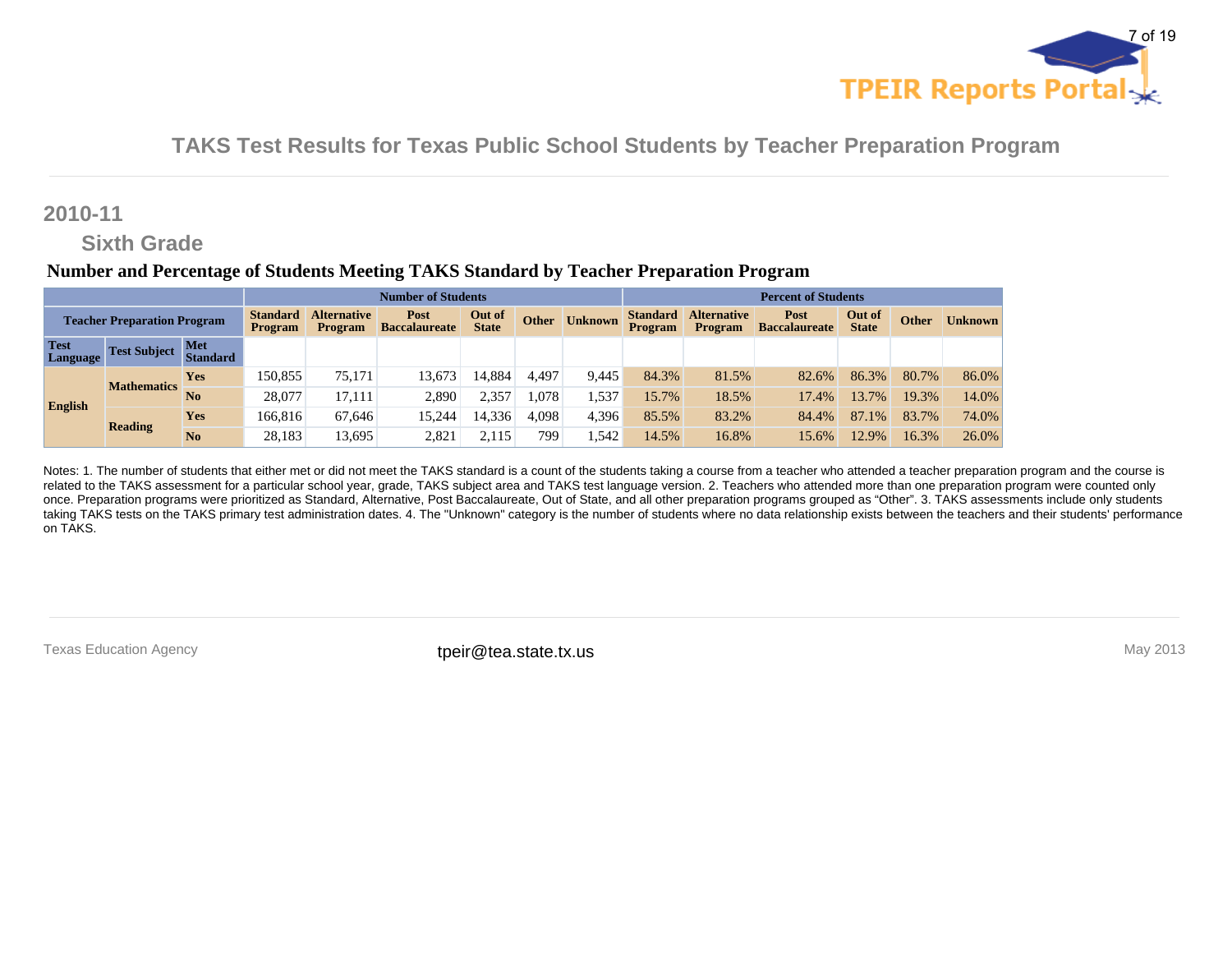## TAKS Test Results for Texas Public School Students by Teacher Preparation Program

### 2010-11

#### Sixth Grade

**Number and Percentage of Students Meeting TAKS Standard by Teacher Preparation Program**

| | | | Number of Students | | | | | | Percent of Students | | | | | |
|---|---|---|---|---|---|---|---|---|---|---|---|---|---|---|
| **Teacher Preparation Program** | | | **Standard Program** | **Alternative Program** | **Post Baccalaureate** | **Out of State** | **Other** | **Unknown** | **Standard Program** | **Alternative Program** | **Post Baccalaureate** | **Out of State** | **Other** | **Unknown** |
| **Test Language** | **Test Subject** | **Met Standard** | | | | | | | | | | | | |
| **English** | **Mathematics** | **Yes** | 150,855 | 75,171 | 13,673 | 14,884 | 4,497 | 9,445 | 84.3% | 81.5% | 82.6% | 86.3% | 80.7% | 86.0% |
| | | **No** | 28,077 | 17,111 | 2,890 | 2,357 | 1,078 | 1,537 | 15.7% | 18.5% | 17.4% | 13.7% | 19.3% | 14.0% |
| | **Reading** | **Yes** | 166,816 | 67,646 | 15,244 | 14,336 | 4,098 | 4,396 | 85.5% | 83.2% | 84.4% | 87.1% | 83.7% | 74.0% |
| | | **No** | 28,183 | 13,695 | 2,821 | 2,115 | 799 | 1,542 | 14.5% | 16.8% | 15.6% | 12.9% | 16.3% | 26.0% |

Notes: 1. The number of students that either met or did not meet the TAKS standard is a count of the students taking a course from a teacher who attended a teacher preparation program and the course is related to the TAKS assessment for a particular school year, grade, TAKS subject area and TAKS test language version. 2. Teachers who attended more than one preparation program were counted only once. Preparation programs were prioritized as Standard, Alternative, Post Baccalaureate, Out of State, and all other preparation programs grouped as “Other”. 3. TAKS assessments include only students taking TAKS tests on the TAKS primary test administration dates. 4. The "Unknown" category is the number of students where no data relationship exists between the teachers and their students' performance on TAKS.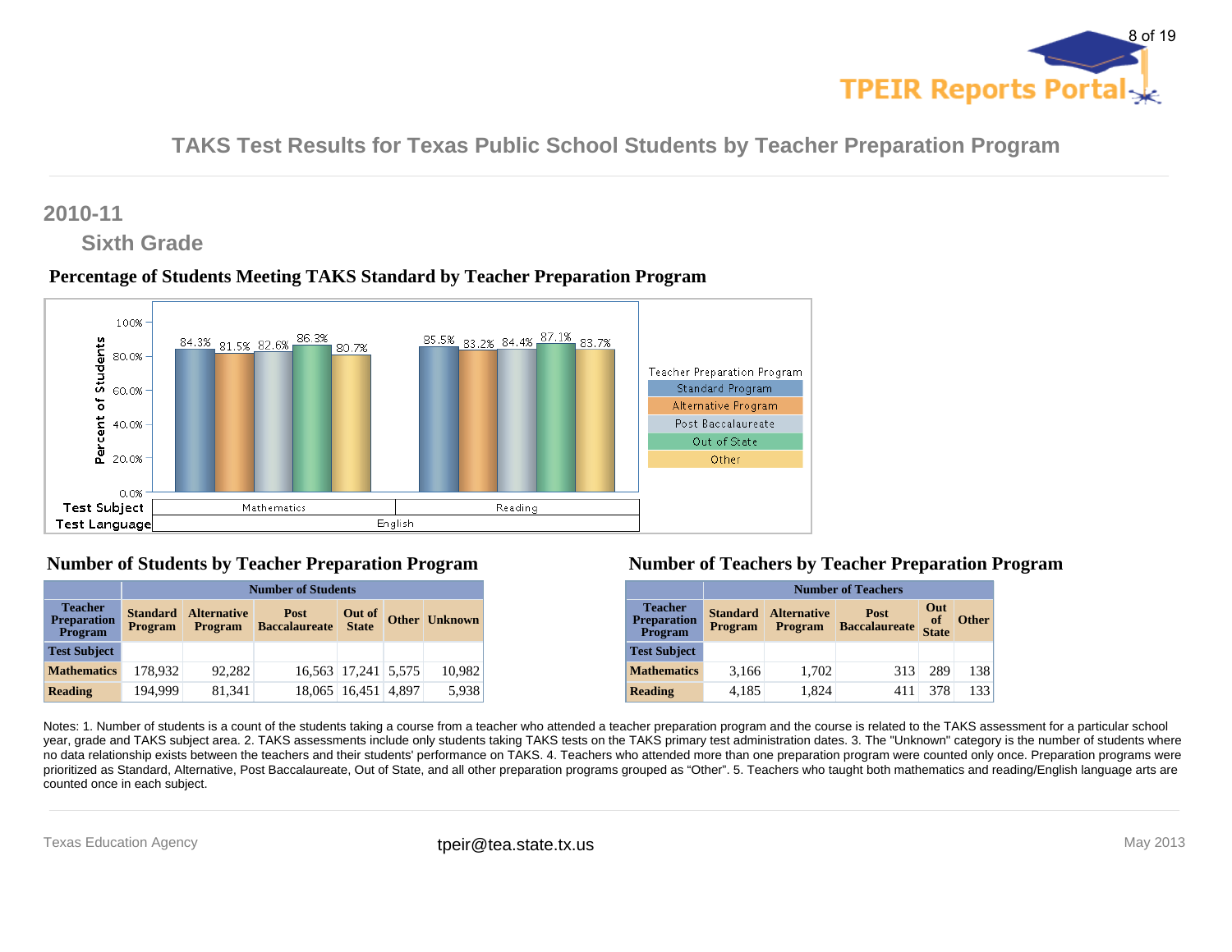# TAKS Test Results for Texas Public School Students by Teacher Preparation Program

## 2010-11

### Sixth Grade

### Percentage of Students Meeting TAKS Standard by Teacher Preparation Program

| Test Language | Test Subject | Standard Program | Alternative Program | Post Baccalaureate | Out of State | Other |
|---|---|---|---|---|---|---|
| English | Mathematics | 84.3% | 81.5% | 82.6% | 86.3% | 80.7% |
| English | Reading | 85.5% | 83.2% | 84.4% | 87.1% | 83.7% |

### Number of Students by Teacher Preparation Program

| Teacher Preparation Program | Number of Students | | | | | |
|---|---|---|---|---|---|---|
| | Standard Program | Alternative Program | Post Baccalaureate | Out of State | Other | Unknown |
| **Test Subject** | | | | | | |
| **Mathematics** | 178,932 | 92,282 | 16,563 | 17,241 | 5,575 | 10,982 |
| **Reading** | 194,999 | 81,341 | 18,065 | 16,451 | 4,897 | 5,938 |

### Number of Teachers by Teacher Preparation Program

| Teacher Preparation Program | Number of Teachers | | | | |
|---|---|---|---|---|---|
| | Standard Program | Alternative Program | Post Baccalaureate | Out of State | Other |
| **Test Subject** | | | | | |
| **Mathematics** | 3,166 | 1,702 | 313 | 289 | 138 |
| **Reading** | 4,185 | 1,824 | 411 | 378 | 133 |

Notes: 1. Number of students is a count of the students taking a course from a teacher who attended a teacher preparation program and the course is related to the TAKS assessment for a particular school year, grade and TAKS subject area. 2. TAKS assessments include only students taking TAKS tests on the TAKS primary test administration dates. 3. The "Unknown" category is the number of students where no data relationship exists between the teachers and their students' performance on TAKS. 4. Teachers who attended more than one preparation program were counted only once. Preparation programs were prioritized as Standard, Alternative, Post Baccalaureate, Out of State, and all other preparation programs grouped as "Other". 5. Teachers who taught both mathematics and reading/English language arts are counted once in each subject.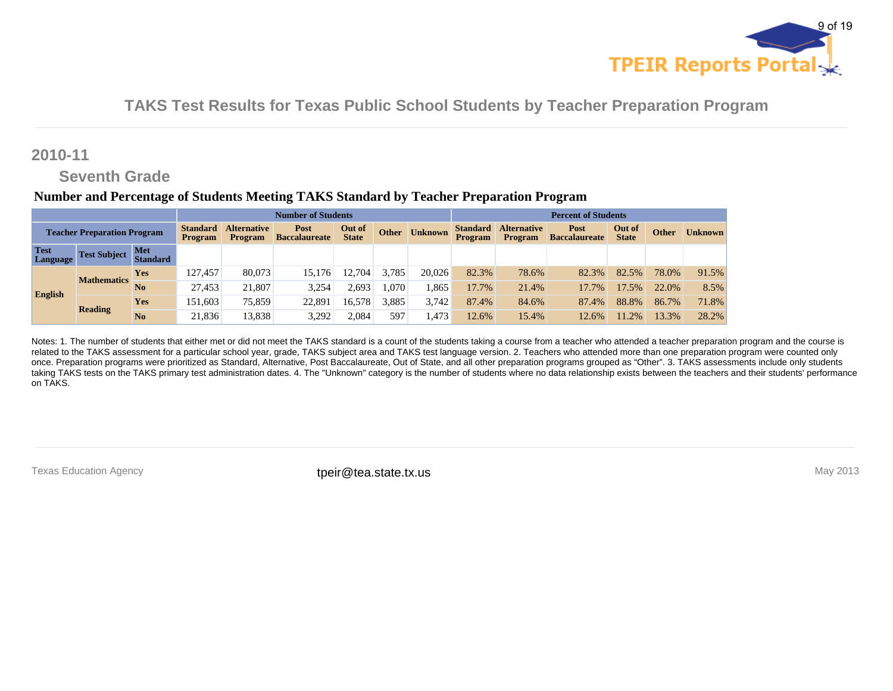## TAKS Test Results for Texas Public School Students by Teacher Preparation Program

## 2010-11

### Seventh Grade

**Number and Percentage of Students Meeting TAKS Standard by Teacher Preparation Program**

| Teacher Preparation Program | | | Number of Students | | | | | | Percent of Students | | | | | |
|---|---|---|---|---|---|---|---|---|---|---|---|---|---|---|
| | | | Standard Program | Alternative Program | Post Baccalaureate | Out of State | Other | Unknown | Standard Program | Alternative Program | Post Baccalaureate | Out of State | Other | Unknown |
| Test Language | Test Subject | Met Standard | | | | | | | | | | | | |
| English | Mathematics | Yes | 127,457 | 80,073 | 15,176 | 12,704 | 3,785 | 20,026 | 82.3% | 78.6% | 82.3% | 82.5% | 78.0% | 91.5% |
| | | No | 27,453 | 21,807 | 3,254 | 2,693 | 1,070 | 1,865 | 17.7% | 21.4% | 17.7% | 17.5% | 22.0% | 8.5% |
| | Reading | Yes | 151,603 | 75,859 | 22,891 | 16,578 | 3,885 | 3,742 | 87.4% | 84.6% | 87.4% | 88.8% | 86.7% | 71.8% |
| | | No | 21,836 | 13,838 | 3,292 | 2,084 | 597 | 1,473 | 12.6% | 15.4% | 12.6% | 11.2% | 13.3% | 28.2% |

Notes: 1. The number of students that either met or did not meet the TAKS standard is a count of the students taking a course from a teacher who attended a teacher preparation program and the course is related to the TAKS assessment for a particular school year, grade, TAKS subject area and TAKS test language version. 2. Teachers who attended more than one preparation program were counted only once. Preparation programs were prioritized as Standard, Alternative, Post Baccalaureate, Out of State, and all other preparation programs grouped as “Other”. 3. TAKS assessments include only students taking TAKS tests on the TAKS primary test administration dates. 4. The "Unknown" category is the number of students where no data relationship exists between the teachers and their students' performance on TAKS.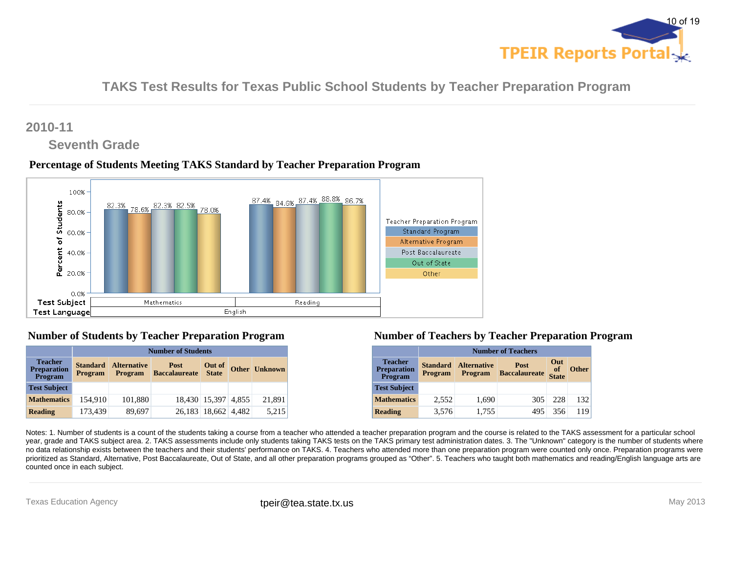# TAKS Test Results for Texas Public School Students by Teacher Preparation Program

## 2010-11

### Seventh Grade

#### Percentage of Students Meeting TAKS Standard by Teacher Preparation Program

| Test Language | Test Subject | Standard Program | Alternative Program | Post Baccalaureate | Out of State | Other |
|---|---|---|---|---|---|---|
| English | Mathematics | 82.3% | 78.6% | 82.3% | 82.5% | 78.0% |
| English | Reading | 87.4% | 84.6% | 87.4% | 88.8% | 86.7% |

#### Number of Students by Teacher Preparation Program

| Teacher Preparation Program | Number of Students | | | | | |
|---|---|---|---|---|---|---|
| | Standard Program | Alternative Program | Post Baccalaureate | Out of State | Other | Unknown |
| **Test Subject** | | | | | | |
| **Mathematics** | 154,910 | 101,880 | 18,430 | 15,397 | 4,855 | 21,891 |
| **Reading** | 173,439 | 89,697 | 26,183 | 18,662 | 4,482 | 5,215 |

#### Number of Teachers by Teacher Preparation Program

| Teacher Preparation Program | Number of Teachers | | | | |
|---|---|---|---|---|---|
| | Standard Program | Alternative Program | Post Baccalaureate | Out of State | Other |
| **Test Subject** | | | | | |
| **Mathematics** | 2,552 | 1,690 | 305 | 228 | 132 |
| **Reading** | 3,576 | 1,755 | 495 | 356 | 119 |

Notes: 1. Number of students is a count of the students taking a course from a teacher who attended a teacher preparation program and the course is related to the TAKS assessment for a particular school year, grade and TAKS subject area. 2. TAKS assessments include only students taking TAKS tests on the TAKS primary test administration dates. 3. The "Unknown" category is the number of students where no data relationship exists between the teachers and their students' performance on TAKS. 4. Teachers who attended more than one preparation program were counted only once. Preparation programs were prioritized as Standard, Alternative, Post Baccalaureate, Out of State, and all other preparation programs grouped as "Other". 5. Teachers who taught both mathematics and reading/English language arts are counted once in each subject.

Texas Education Agency | tpeir@tea.state.tx.us | May 2013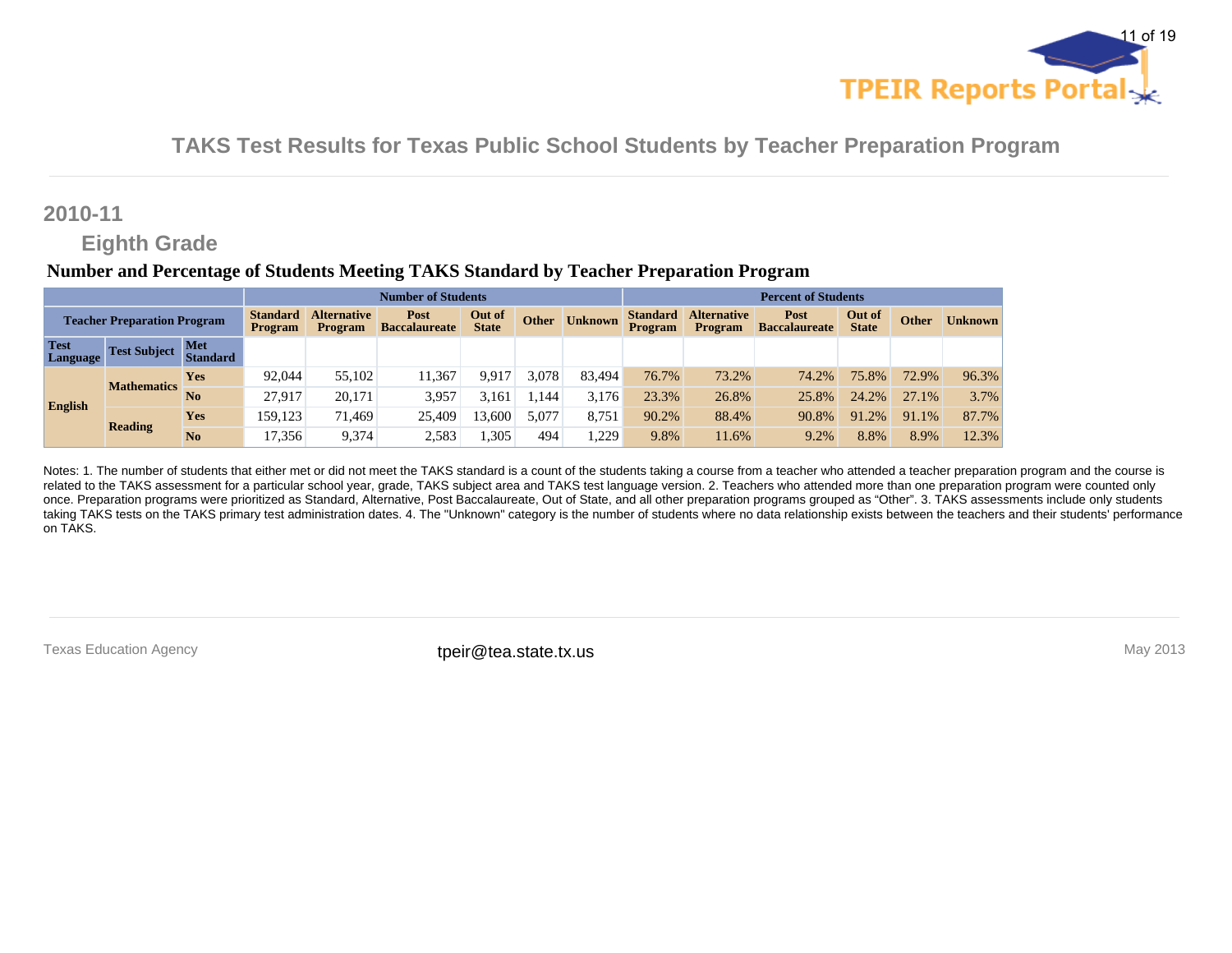# TAKS Test Results for Texas Public School Students by Teacher Preparation Program

## 2010-11

### Eighth Grade

**Number and Percentage of Students Meeting TAKS Standard by Teacher Preparation Program**

| Teacher Preparation Program | | | Number of Students | | | | | | Percent of Students | | | | | |
|---|---|---|---|---|---|---|---|---|---|---|---|---|---|---|
| | | | Standard Program | Alternative Program | Post Baccalaureate | Out of State | Other | Unknown | Standard Program | Alternative Program | Post Baccalaureate | Out of State | Other | Unknown |
| Test Language | Test Subject | Met Standard | | | | | | | | | | | | |
| English | Mathematics | Yes | 92,044 | 55,102 | 11,367 | 9,917 | 3,078 | 83,494 | 76.7% | 73.2% | 74.2% | 75.8% | 72.9% | 96.3% |
| | | No | 27,917 | 20,171 | 3,957 | 3,161 | 1,144 | 3,176 | 23.3% | 26.8% | 25.8% | 24.2% | 27.1% | 3.7% |
| | Reading | Yes | 159,123 | 71,469 | 25,409 | 13,600 | 5,077 | 8,751 | 90.2% | 88.4% | 90.8% | 91.2% | 91.1% | 87.7% |
| | | No | 17,356 | 9,374 | 2,583 | 1,305 | 494 | 1,229 | 9.8% | 11.6% | 9.2% | 8.8% | 8.9% | 12.3% |

Notes: 1. The number of students that either met or did not meet the TAKS standard is a count of the students taking a course from a teacher who attended a teacher preparation program and the course is related to the TAKS assessment for a particular school year, grade, TAKS subject area and TAKS test language version. 2. Teachers who attended more than one preparation program were counted only once. Preparation programs were prioritized as Standard, Alternative, Post Baccalaureate, Out of State, and all other preparation programs grouped as "Other". 3. TAKS assessments include only students taking TAKS tests on the TAKS primary test administration dates. 4. The "Unknown" category is the number of students where no data relationship exists between the teachers and their students' performance on TAKS.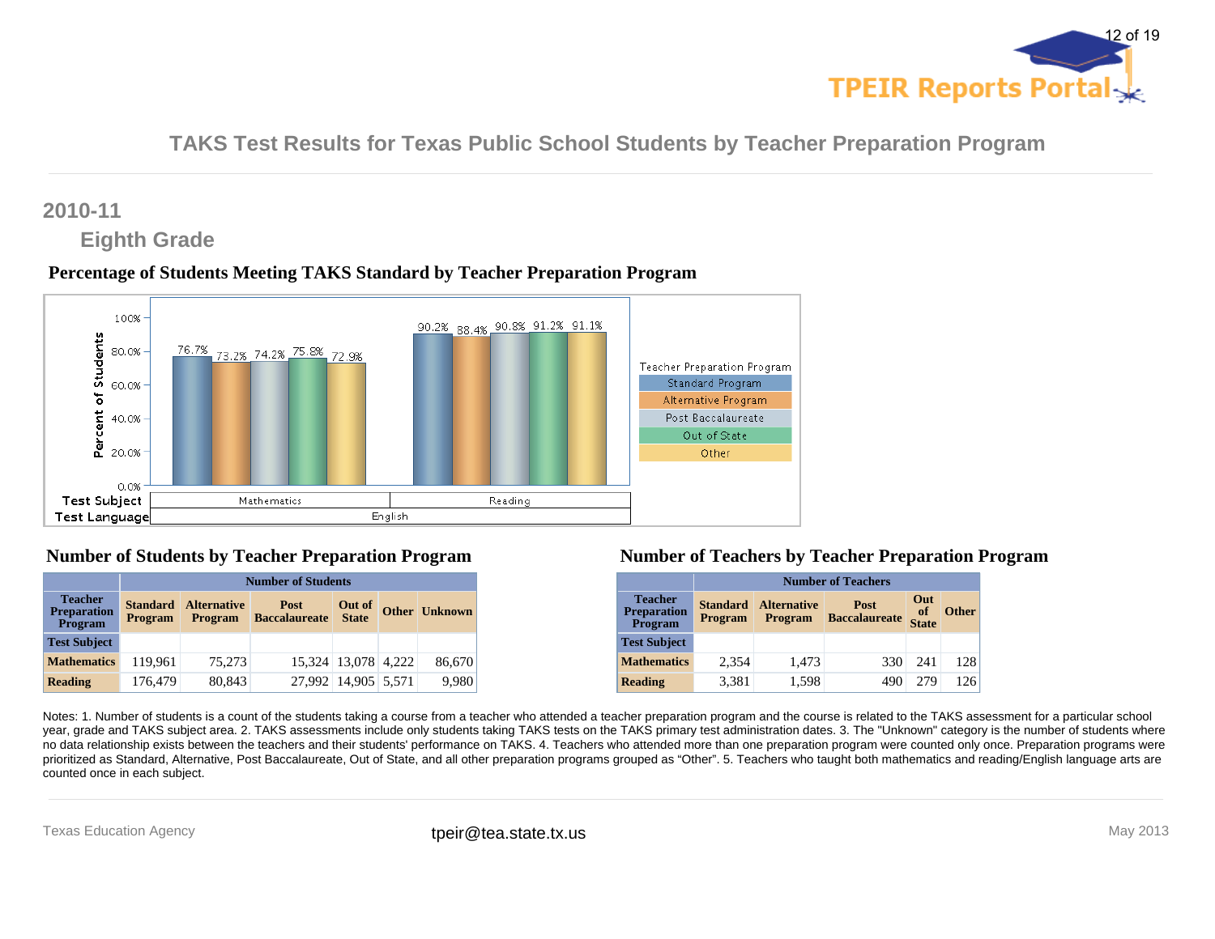# TAKS Test Results for Texas Public School Students by Teacher Preparation Program

## 2010-11

### Eighth Grade

**Percentage of Students Meeting TAKS Standard by Teacher Preparation Program**

| Test Language | Test Subject | Standard Program | Alternative Program | Post Baccalaureate | Out of State | Other |
|---|---|---|---|---|---|---|
| English | Mathematics | 76.7% | 73.2% | 74.2% | 75.8% | 72.9% |
| English | Reading | 90.2% | 88.4% | 90.8% | 91.2% | 91.1% |

**Number of Students by Teacher Preparation Program**

| Teacher Preparation Program | Number of Students | | | | | |
|---|---|---|---|---|---|---|
| | Standard Program | Alternative Program | Post Baccalaureate | Out of State | Other | Unknown |
| **Test Subject** | | | | | | |
| **Mathematics** | 119,961 | 75,273 | 15,324 | 13,078 | 4,222 | 86,670 |
| **Reading** | 176,479 | 80,843 | 27,992 | 14,905 | 5,571 | 9,980 |

**Number of Teachers by Teacher Preparation Program**

| Teacher Preparation Program | Number of Teachers | | | | |
|---|---|---|---|---|---|
| | Standard Program | Alternative Program | Post Baccalaureate | Out of State | Other |
| **Test Subject** | | | | | |
| **Mathematics** | 2,354 | 1,473 | 330 | 241 | 128 |
| **Reading** | 3,381 | 1,598 | 490 | 279 | 126 |

Notes: 1. Number of students is a count of the students taking a course from a teacher who attended a teacher preparation program and the course is related to the TAKS assessment for a particular school year, grade and TAKS subject area. 2. TAKS assessments include only students taking TAKS tests on the TAKS primary test administration dates. 3. The "Unknown" category is the number of students where no data relationship exists between the teachers and their students' performance on TAKS. 4. Teachers who attended more than one preparation program were counted only once. Preparation programs were prioritized as Standard, Alternative, Post Baccalaureate, Out of State, and all other preparation programs grouped as "Other". 5. Teachers who taught both mathematics and reading/English language arts are counted once in each subject.

Texas Education Agency | tpeir@tea.state.tx.us | May 2013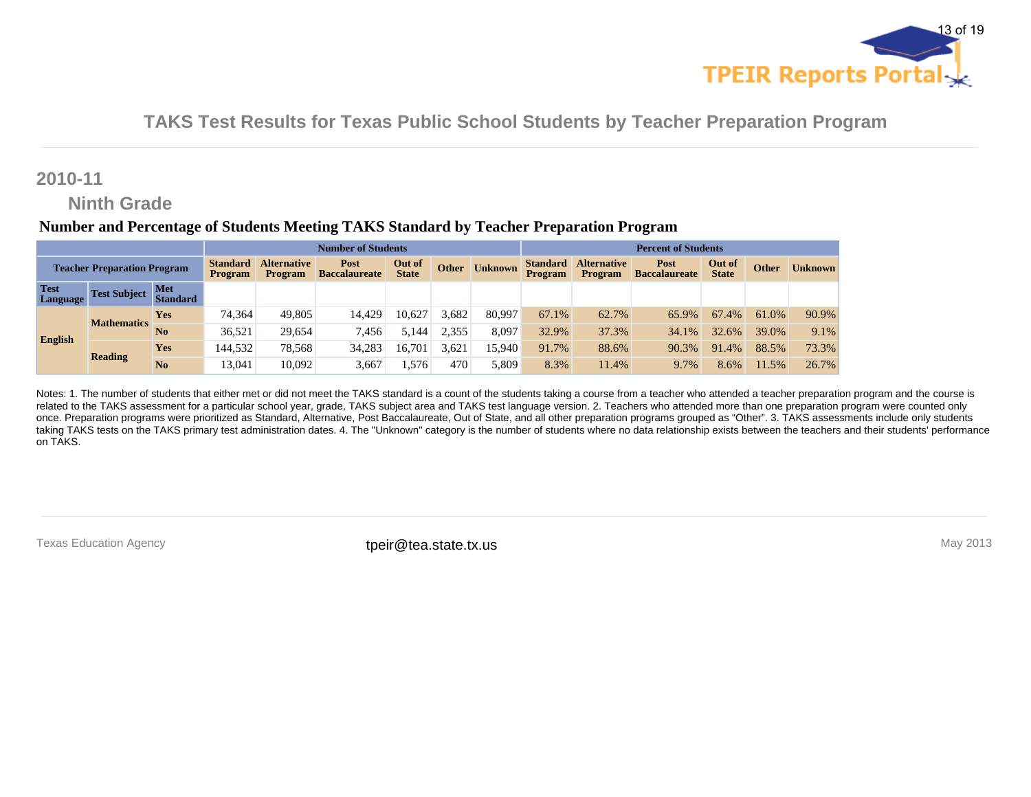## TAKS Test Results for Texas Public School Students by Teacher Preparation Program

### 2010-11

#### Ninth Grade

**Number and Percentage of Students Meeting TAKS Standard by Teacher Preparation Program**

| Teacher Preparation Program | | | Number of Students | | | | | | Percent of Students | | | | | |
|---|---|---|---|---|---|---|---|---|---|---|---|---|---|---|
| | | | Standard Program | Alternative Program | Post Baccalaureate | Out of State | Other | Unknown | Standard Program | Alternative Program | Post Baccalaureate | Out of State | Other | Unknown |
| Test Language | Test Subject | Met Standard | | | | | | | | | | | | |
| English | Mathematics | Yes | 74,364 | 49,805 | 14,429 | 10,627 | 3,682 | 80,997 | 67.1% | 62.7% | 65.9% | 67.4% | 61.0% | 90.9% |
| | | No | 36,521 | 29,654 | 7,456 | 5,144 | 2,355 | 8,097 | 32.9% | 37.3% | 34.1% | 32.6% | 39.0% | 9.1% |
| | Reading | Yes | 144,532 | 78,568 | 34,283 | 16,701 | 3,621 | 15,940 | 91.7% | 88.6% | 90.3% | 91.4% | 88.5% | 73.3% |
| | | No | 13,041 | 10,092 | 3,667 | 1,576 | 470 | 5,809 | 8.3% | 11.4% | 9.7% | 8.6% | 11.5% | 26.7% |

Notes: 1. The number of students that either met or did not meet the TAKS standard is a count of the students taking a course from a teacher who attended a teacher preparation program and the course is related to the TAKS assessment for a particular school year, grade, TAKS subject area and TAKS test language version. 2. Teachers who attended more than one preparation program were counted only once. Preparation programs were prioritized as Standard, Alternative, Post Baccalaureate, Out of State, and all other preparation programs grouped as "Other". 3. TAKS assessments include only students taking TAKS tests on the TAKS primary test administration dates. 4. The "Unknown" category is the number of students where no data relationship exists between the teachers and their students' performance on TAKS.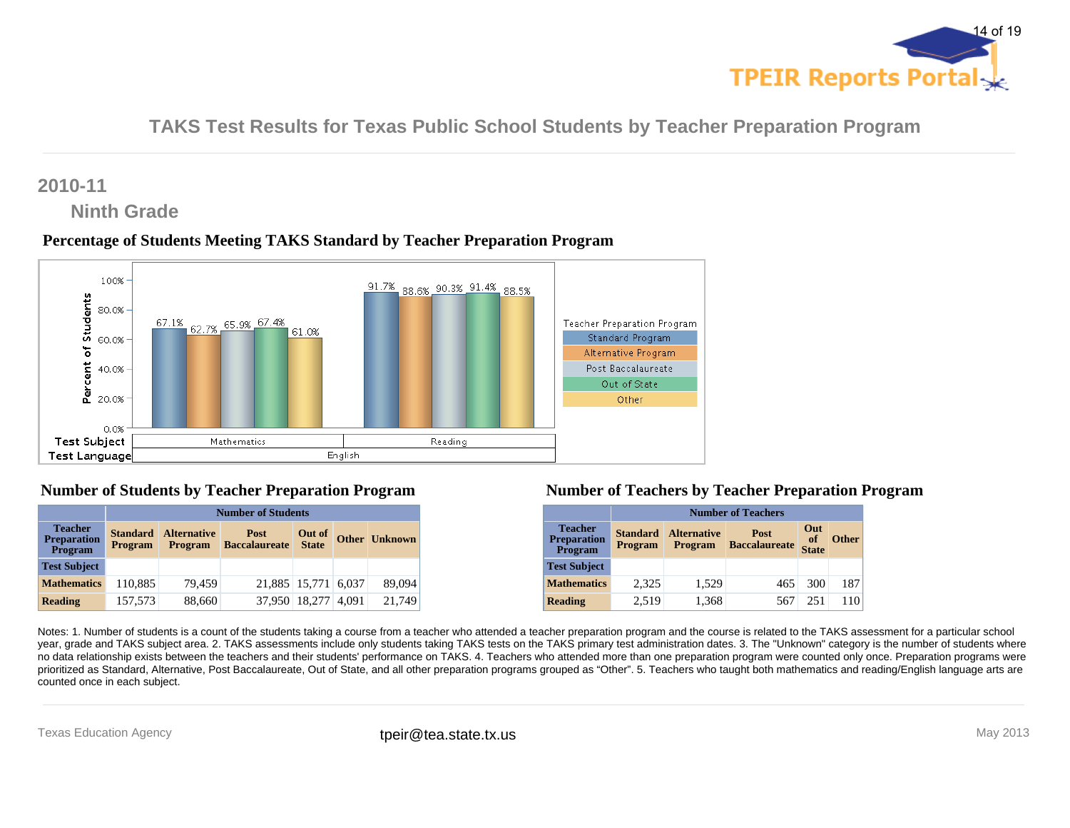# TAKS Test Results for Texas Public School Students by Teacher Preparation Program

## 2010-11

### Ninth Grade

### Percentage of Students Meeting TAKS Standard by Teacher Preparation Program

| Test Language | Test Subject | Standard Program | Alternative Program | Post Baccalaureate | Out of State | Other |
|---|---|---|---|---|---|---|
| English | Mathematics | 67.1% | 62.7% | 65.9% | 67.4% | 61.0% |
| English | Reading | 91.7% | 88.6% | 90.3% | 91.4% | 88.5% |

### Number of Students by Teacher Preparation Program

| Teacher Preparation Program | Number of Students | | | | | |
|---|---|---|---|---|---|---|
| | Standard Program | Alternative Program | Post Baccalaureate | Out of State | Other | Unknown |
| **Test Subject** | | | | | | |
| **Mathematics** | 110,885 | 79,459 | 21,885 | 15,771 | 6,037 | 89,094 |
| **Reading** | 157,573 | 88,660 | 37,950 | 18,277 | 4,091 | 21,749 |

### Number of Teachers by Teacher Preparation Program

| Teacher Preparation Program | Number of Teachers | | | | |
|---|---|---|---|---|---|
| | Standard Program | Alternative Program | Post Baccalaureate | Out of State | Other |
| **Test Subject** | | | | | |
| **Mathematics** | 2,325 | 1,529 | 465 | 300 | 187 |
| **Reading** | 2,519 | 1,368 | 567 | 251 | 110 |

Notes: 1. Number of students is a count of the students taking a course from a teacher who attended a teacher preparation program and the course is related to the TAKS assessment for a particular school year, grade and TAKS subject area. 2. TAKS assessments include only students taking TAKS tests on the TAKS primary test administration dates. 3. The "Unknown" category is the number of students where no data relationship exists between the teachers and their students' performance on TAKS. 4. Teachers who attended more than one preparation program were counted only once. Preparation programs were prioritized as Standard, Alternative, Post Baccalaureate, Out of State, and all other preparation programs grouped as "Other". 5. Teachers who taught both mathematics and reading/English language arts are counted once in each subject.

Texas Education Agency tpeir@tea.state.tx.us May 2013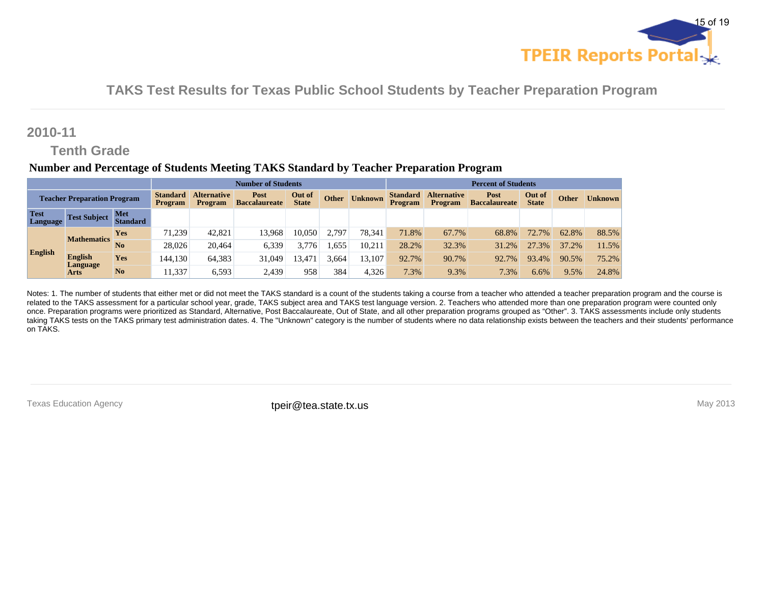## TAKS Test Results for Texas Public School Students by Teacher Preparation Program

## 2010-11

### Tenth Grade

**Number and Percentage of Students Meeting TAKS Standard by Teacher Preparation Program**

| Teacher Preparation Program | | | Number of Students | | | | | | Percent of Students | | | | | |
|---|---|---|---|---|---|---|---|---|---|---|---|---|---|---|
| | | | Standard Program | Alternative Program | Post Baccalaureate | Out of State | Other | Unknown | Standard Program | Alternative Program | Post Baccalaureate | Out of State | Other | Unknown |
| Test Language | Test Subject | Met Standard | | | | | | | | | | | | |
| English | Mathematics | Yes | 71,239 | 42,821 | 13,968 | 10,050 | 2,797 | 78,341 | 71.8% | 67.7% | 68.8% | 72.7% | 62.8% | 88.5% |
| | | No | 28,026 | 20,464 | 6,339 | 3,776 | 1,655 | 10,211 | 28.2% | 32.3% | 31.2% | 27.3% | 37.2% | 11.5% |
| | English Language Arts | Yes | 144,130 | 64,383 | 31,049 | 13,471 | 3,664 | 13,107 | 92.7% | 90.7% | 92.7% | 93.4% | 90.5% | 75.2% |
| | | No | 11,337 | 6,593 | 2,439 | 958 | 384 | 4,326 | 7.3% | 9.3% | 7.3% | 6.6% | 9.5% | 24.8% |

Notes: 1. The number of students that either met or did not meet the TAKS standard is a count of the students taking a course from a teacher who attended a teacher preparation program and the course is related to the TAKS assessment for a particular school year, grade, TAKS subject area and TAKS test language version. 2. Teachers who attended more than one preparation program were counted only once. Preparation programs were prioritized as Standard, Alternative, Post Baccalaureate, Out of State, and all other preparation programs grouped as "Other". 3. TAKS assessments include only students taking TAKS tests on the TAKS primary test administration dates. 4. The "Unknown" category is the number of students where no data relationship exists between the teachers and their students' performance on TAKS.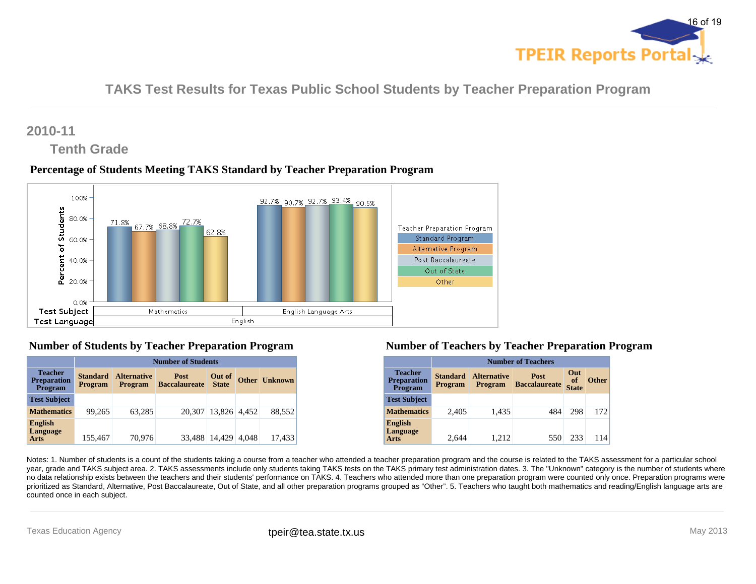# TAKS Test Results for Texas Public School Students by Teacher Preparation Program

## 2010-11

### Tenth Grade

### Percentage of Students Meeting TAKS Standard by Teacher Preparation Program

| Test Subject | Standard Program | Alternative Program | Post Baccalaureate | Out of State | Other |
|---|---|---|---|---|---|
| Mathematics | 71.8% | 67.7% | 68.8% | 72.7% | 62.8% |
| English Language Arts | 92.7% | 90.7% | 92.7% | 93.4% | 90.5% |

Test Language: English

### Number of Students by Teacher Preparation Program

| Teacher Preparation Program | Number of Students | | | | | |
|---|---|---|---|---|---|---|
| | Standard Program | Alternative Program | Post Baccalaureate | Out of State | Other | Unknown |
| **Test Subject** | | | | | | |
| **Mathematics** | 99,265 | 63,285 | 20,307 | 13,826 | 4,452 | 88,552 |
| **English Language Arts** | 155,467 | 70,976 | 33,488 | 14,429 | 4,048 | 17,433 |

### Number of Teachers by Teacher Preparation Program

| Teacher Preparation Program | Number of Teachers | | | | |
|---|---|---|---|---|---|
| | Standard Program | Alternative Program | Post Baccalaureate | Out of State | Other |
| **Test Subject** | | | | | |
| **Mathematics** | 2,405 | 1,435 | 484 | 298 | 172 |
| **English Language Arts** | 2,644 | 1,212 | 550 | 233 | 114 |

Notes: 1. Number of students is a count of the students taking a course from a teacher who attended a teacher preparation program and the course is related to the TAKS assessment for a particular school year, grade and TAKS subject area. 2. TAKS assessments include only students taking TAKS tests on the TAKS primary test administration dates. 3. The "Unknown" category is the number of students where no data relationship exists between the teachers and their students' performance on TAKS. 4. Teachers who attended more than one preparation program were counted only once. Preparation programs were prioritized as Standard, Alternative, Post Baccalaureate, Out of State, and all other preparation programs grouped as "Other". 5. Teachers who taught both mathematics and reading/English language arts are counted once in each subject.

Texas Education Agency tpeir@tea.state.tx.us May 2013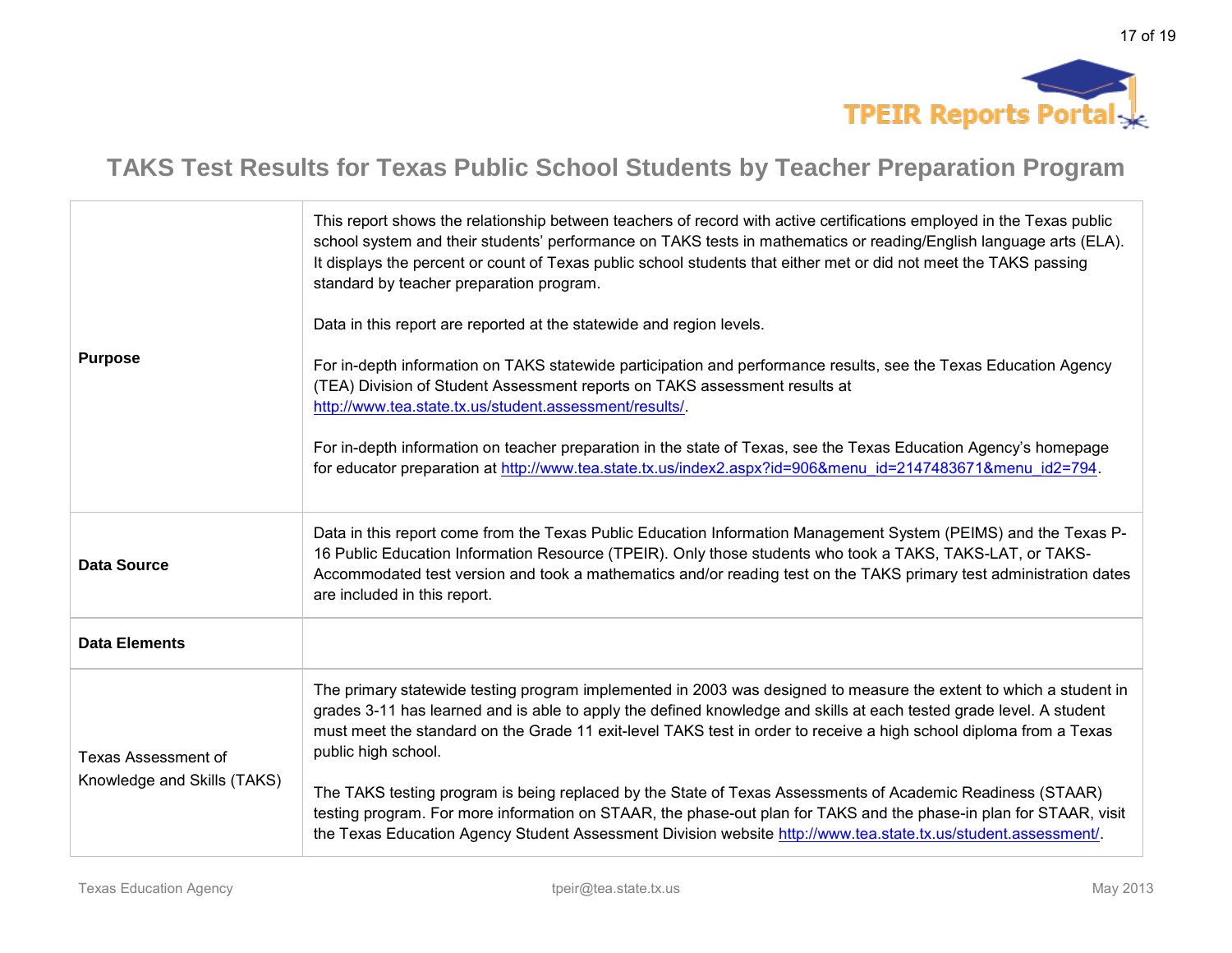# TAKS Test Results for Texas Public School Students by Teacher Preparation Program

| | |
|---|---|
| **Purpose** | This report shows the relationship between teachers of record with active certifications employed in the Texas public school system and their students' performance on TAKS tests in mathematics or reading/English language arts (ELA). It displays the percent or count of Texas public school students that either met or did not meet the TAKS passing standard by teacher preparation program.<br><br>Data in this report are reported at the statewide and region levels.<br><br>For in-depth information on TAKS statewide participation and performance results, see the Texas Education Agency (TEA) Division of Student Assessment reports on TAKS assessment results at http://www.tea.state.tx.us/student.assessment/results/.<br><br>For in-depth information on teacher preparation in the state of Texas, see the Texas Education Agency's homepage for educator preparation at http://www.tea.state.tx.us/index2.aspx?id=906&menu_id=2147483671&menu_id2=794. |
| **Data Source** | Data in this report come from the Texas Public Education Information Management System (PEIMS) and the Texas P-16 Public Education Information Resource (TPEIR). Only those students who took a TAKS, TAKS-LAT, or TAKS-Accommodated test version and took a mathematics and/or reading test on the TAKS primary test administration dates are included in this report. |
| **Data Elements** | |
| Texas Assessment of Knowledge and Skills (TAKS) | The primary statewide testing program implemented in 2003 was designed to measure the extent to which a student in grades 3-11 has learned and is able to apply the defined knowledge and skills at each tested grade level. A student must meet the standard on the Grade 11 exit-level TAKS test in order to receive a high school diploma from a Texas public high school.<br><br>The TAKS testing program is being replaced by the State of Texas Assessments of Academic Readiness (STAAR) testing program. For more information on STAAR, the phase-out plan for TAKS and the phase-in plan for STAAR, visit the Texas Education Agency Student Assessment Division website http://www.tea.state.tx.us/student.assessment/. |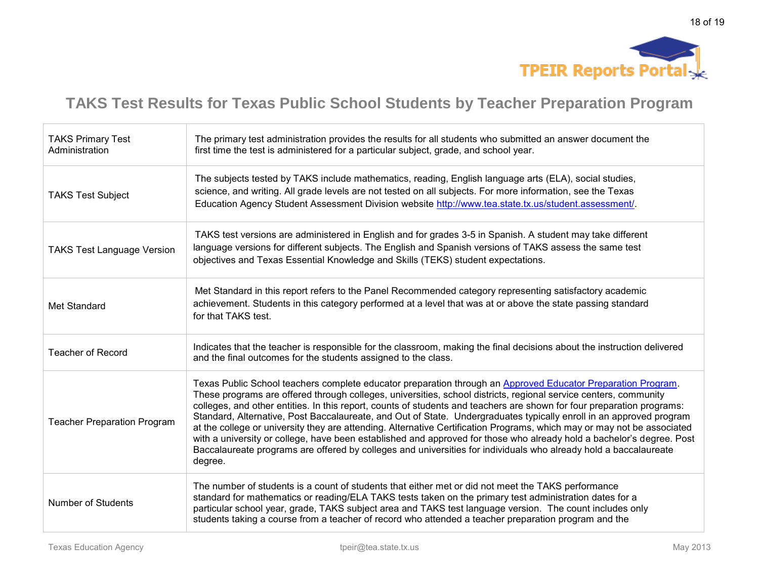## TAKS Test Results for Texas Public School Students by Teacher Preparation Program

| | |
|---|---|
| TAKS Primary Test Administration | The primary test administration provides the results for all students who submitted an answer document the first time the test is administered for a particular subject, grade, and school year. |
| TAKS Test Subject | The subjects tested by TAKS include mathematics, reading, English language arts (ELA), social studies, science, and writing. All grade levels are not tested on all subjects. For more information, see the Texas Education Agency Student Assessment Division website http://www.tea.state.tx.us/student.assessment/. |
| TAKS Test Language Version | TAKS test versions are administered in English and for grades 3-5 in Spanish. A student may take different language versions for different subjects. The English and Spanish versions of TAKS assess the same test objectives and Texas Essential Knowledge and Skills (TEKS) student expectations. |
| Met Standard | Met Standard in this report refers to the Panel Recommended category representing satisfactory academic achievement. Students in this category performed at a level that was at or above the state passing standard for that TAKS test. |
| Teacher of Record | Indicates that the teacher is responsible for the classroom, making the final decisions about the instruction delivered and the final outcomes for the students assigned to the class. |
| Teacher Preparation Program | Texas Public School teachers complete educator preparation through an Approved Educator Preparation Program. These programs are offered through colleges, universities, school districts, regional service centers, community colleges, and other entities. In this report, counts of students and teachers are shown for four preparation programs: Standard, Alternative, Post Baccalaureate, and Out of State. Undergraduates typically enroll in an approved program at the college or university they are attending. Alternative Certification Programs, which may or may not be associated with a university or college, have been established and approved for those who already hold a bachelor's degree. Post Baccalaureate programs are offered by colleges and universities for individuals who already hold a baccalaureate degree. |
| Number of Students | The number of students is a count of students that either met or did not meet the TAKS performance standard for mathematics or reading/ELA TAKS tests taken on the primary test administration dates for a particular school year, grade, TAKS subject area and TAKS test language version. The count includes only students taking a course from a teacher of record who attended a teacher preparation program and the |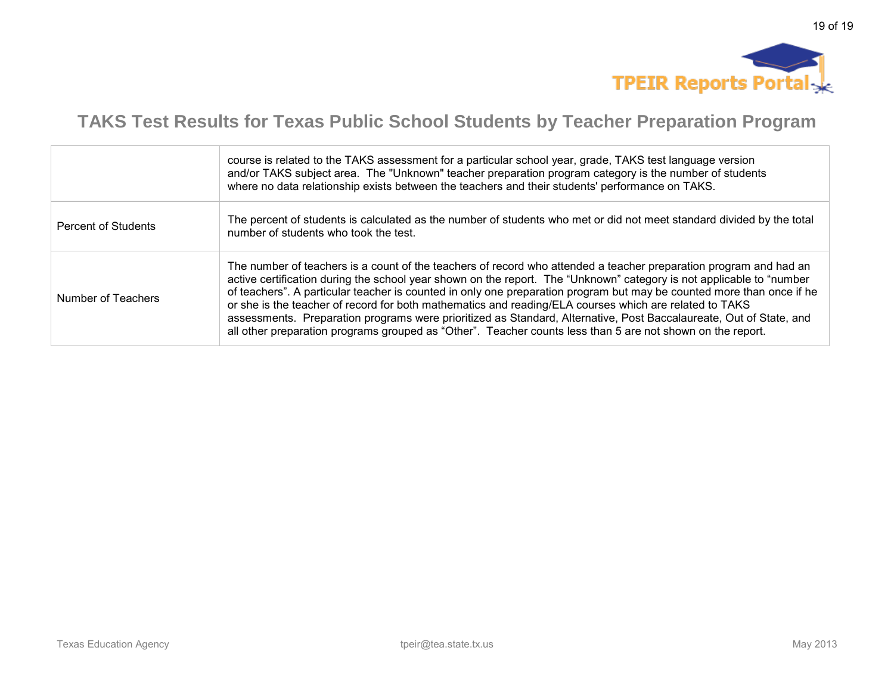## TAKS Test Results for Texas Public School Students by Teacher Preparation Program

| | |
|---|---|
| | course is related to the TAKS assessment for a particular school year, grade, TAKS test language version and/or TAKS subject area. The "Unknown" teacher preparation program category is the number of students where no data relationship exists between the teachers and their students' performance on TAKS. |
| Percent of Students | The percent of students is calculated as the number of students who met or did not meet standard divided by the total number of students who took the test. |
| Number of Teachers | The number of teachers is a count of the teachers of record who attended a teacher preparation program and had an active certification during the school year shown on the report. The "Unknown" category is not applicable to "number of teachers". A particular teacher is counted in only one preparation program but may be counted more than once if he or she is the teacher of record for both mathematics and reading/ELA courses which are related to TAKS assessments. Preparation programs were prioritized as Standard, Alternative, Post Baccalaureate, Out of State, and all other preparation programs grouped as "Other". Teacher counts less than 5 are not shown on the report. |